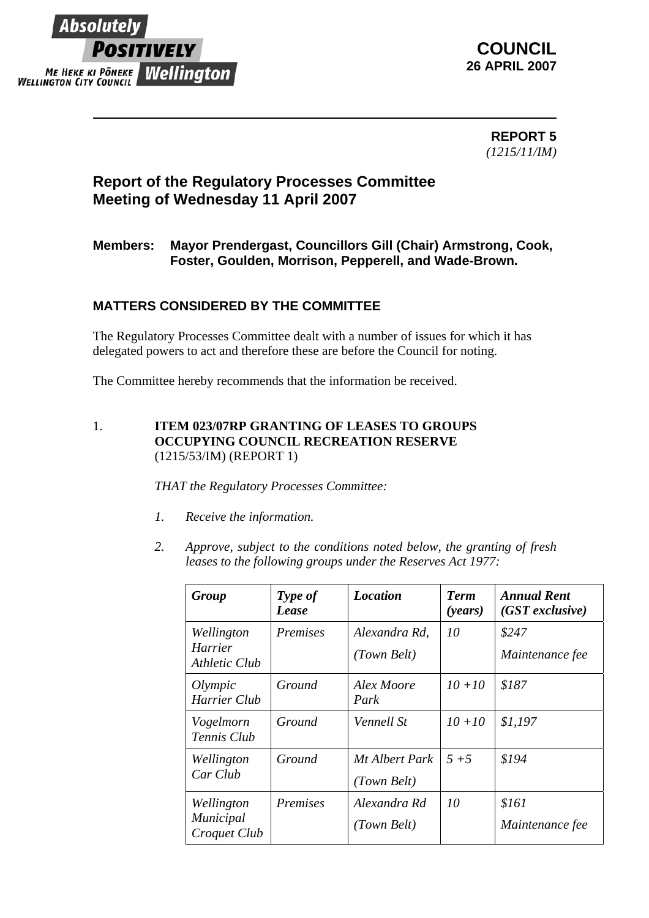**COUNCIL**
**26 APRIL 2007**

---

**REPORT 5**
*(1215/11/IM)*

## Report of the Regulatory Processes Committee Meeting of Wednesday 11 April 2007

**Members: Mayor Prendergast, Councillors Gill (Chair) Armstrong, Cook, Foster, Goulden, Morrison, Pepperell, and Wade-Brown.**

### MATTERS CONSIDERED BY THE COMMITTEE

The Regulatory Processes Committee dealt with a number of issues for which it has delegated powers to act and therefore these are before the Council for noting.

The Committee hereby recommends that the information be received.

1. **ITEM 023/07RP GRANTING OF LEASES TO GROUPS OCCUPYING COUNCIL RECREATION RESERVE**
(1215/53/IM) (REPORT 1)

*THAT the Regulatory Processes Committee:*

1. *Receive the information.*

2. *Approve, subject to the conditions noted below, the granting of fresh leases to the following groups under the Reserves Act 1977:*

| *Group* | *Type of Lease* | *Location* | *Term (years)* | *Annual Rent (GST exclusive)* |
|---|---|---|---|---|
| *Wellington Harrier Athletic Club* | *Premises* | *Alexandra Rd, (Town Belt)* | *10* | *$247 Maintenance fee* |
| *Olympic Harrier Club* | *Ground* | *Alex Moore Park* | *10 +10* | *$187* |
| *Vogelmorn Tennis Club* | *Ground* | *Vennell St* | *10 +10* | *$1,197* |
| *Wellington Car Club* | *Ground* | *Mt Albert Park (Town Belt)* | *5 +5* | *$194* |
| *Wellington Municipal Croquet Club* | *Premises* | *Alexandra Rd (Town Belt)* | *10* | *$161 Maintenance fee* |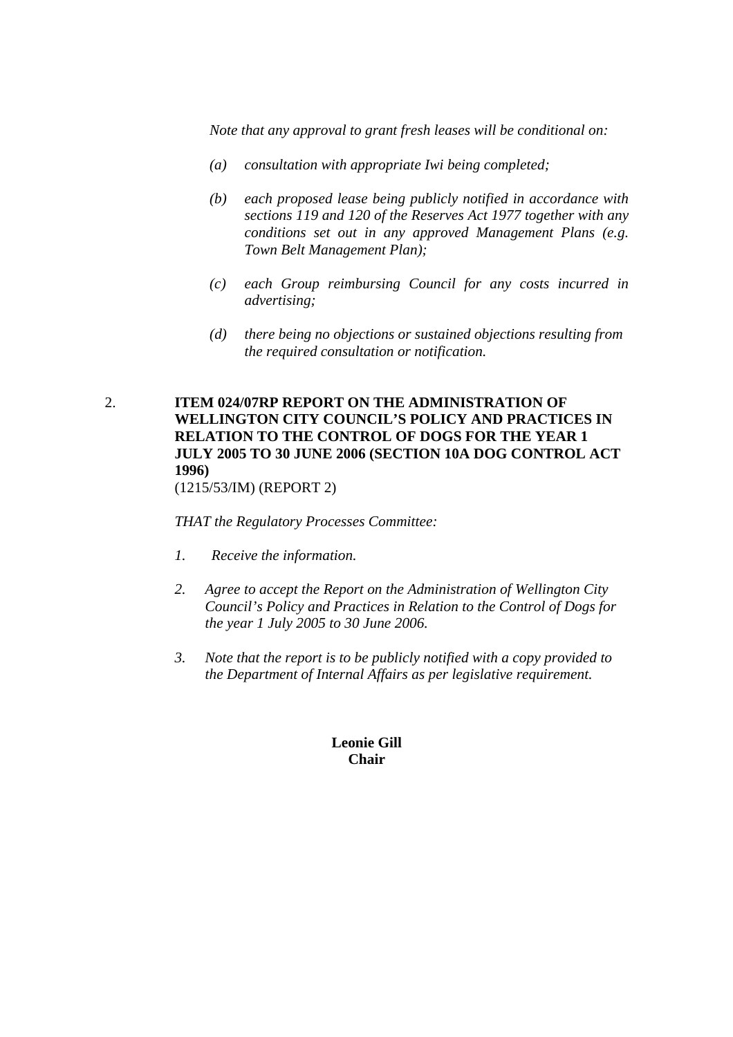*Note that any approval to grant fresh leases will be conditional on:*

- *(a)* *consultation with appropriate Iwi being completed;*
- *(b)* *each proposed lease being publicly notified in accordance with sections 119 and 120 of the Reserves Act 1977 together with any conditions set out in any approved Management Plans (e.g. Town Belt Management Plan);*
- *(c)* *each Group reimbursing Council for any costs incurred in advertising;*
- *(d)* *there being no objections or sustained objections resulting from the required consultation or notification.*

2. **ITEM 024/07RP REPORT ON THE ADMINISTRATION OF WELLINGTON CITY COUNCIL'S POLICY AND PRACTICES IN RELATION TO THE CONTROL OF DOGS FOR THE YEAR 1 JULY 2005 TO 30 JUNE 2006 (SECTION 10A DOG CONTROL ACT 1996)**
(1215/53/IM) (REPORT 2)

*THAT the Regulatory Processes Committee:*

1. *Receive the information.*
2. *Agree to accept the Report on the Administration of Wellington City Council's Policy and Practices in Relation to the Control of Dogs for the year 1 July 2005 to 30 June 2006.*
3. *Note that the report is to be publicly notified with a copy provided to the Department of Internal Affairs as per legislative requirement.*

**Leonie Gill**
**Chair**